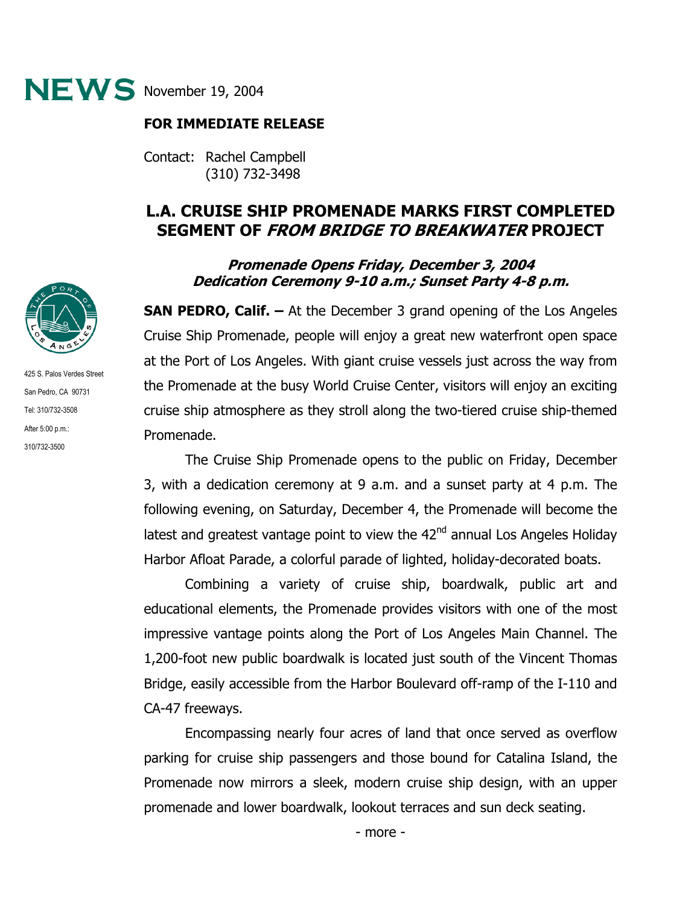**NEWS** November 19, 2004

**FOR IMMEDIATE RELEASE**

Contact: Rachel Campbell
(310) 732-3498

425 S. Palos Verdes Street
San Pedro, CA 90731
Tel: 310/732-3508
After 5:00 p.m.:
310/732-3500

# L.A. CRUISE SHIP PROMENADE MARKS FIRST COMPLETED SEGMENT OF *FROM BRIDGE TO BREAKWATER* PROJECT

### *Promenade Opens Friday, December 3, 2004*
### *Dedication Ceremony 9-10 a.m.; Sunset Party 4-8 p.m.*

**SAN PEDRO, Calif. –** At the December 3 grand opening of the Los Angeles Cruise Ship Promenade, people will enjoy a great new waterfront open space at the Port of Los Angeles. With giant cruise vessels just across the way from the Promenade at the busy World Cruise Center, visitors will enjoy an exciting cruise ship atmosphere as they stroll along the two-tiered cruise ship-themed Promenade.

The Cruise Ship Promenade opens to the public on Friday, December 3, with a dedication ceremony at 9 a.m. and a sunset party at 4 p.m. The following evening, on Saturday, December 4, the Promenade will become the latest and greatest vantage point to view the 42nd annual Los Angeles Holiday Harbor Afloat Parade, a colorful parade of lighted, holiday-decorated boats.

Combining a variety of cruise ship, boardwalk, public art and educational elements, the Promenade provides visitors with one of the most impressive vantage points along the Port of Los Angeles Main Channel. The 1,200-foot new public boardwalk is located just south of the Vincent Thomas Bridge, easily accessible from the Harbor Boulevard off-ramp of the I-110 and CA-47 freeways.

Encompassing nearly four acres of land that once served as overflow parking for cruise ship passengers and those bound for Catalina Island, the Promenade now mirrors a sleek, modern cruise ship design, with an upper promenade and lower boardwalk, lookout terraces and sun deck seating.

- more -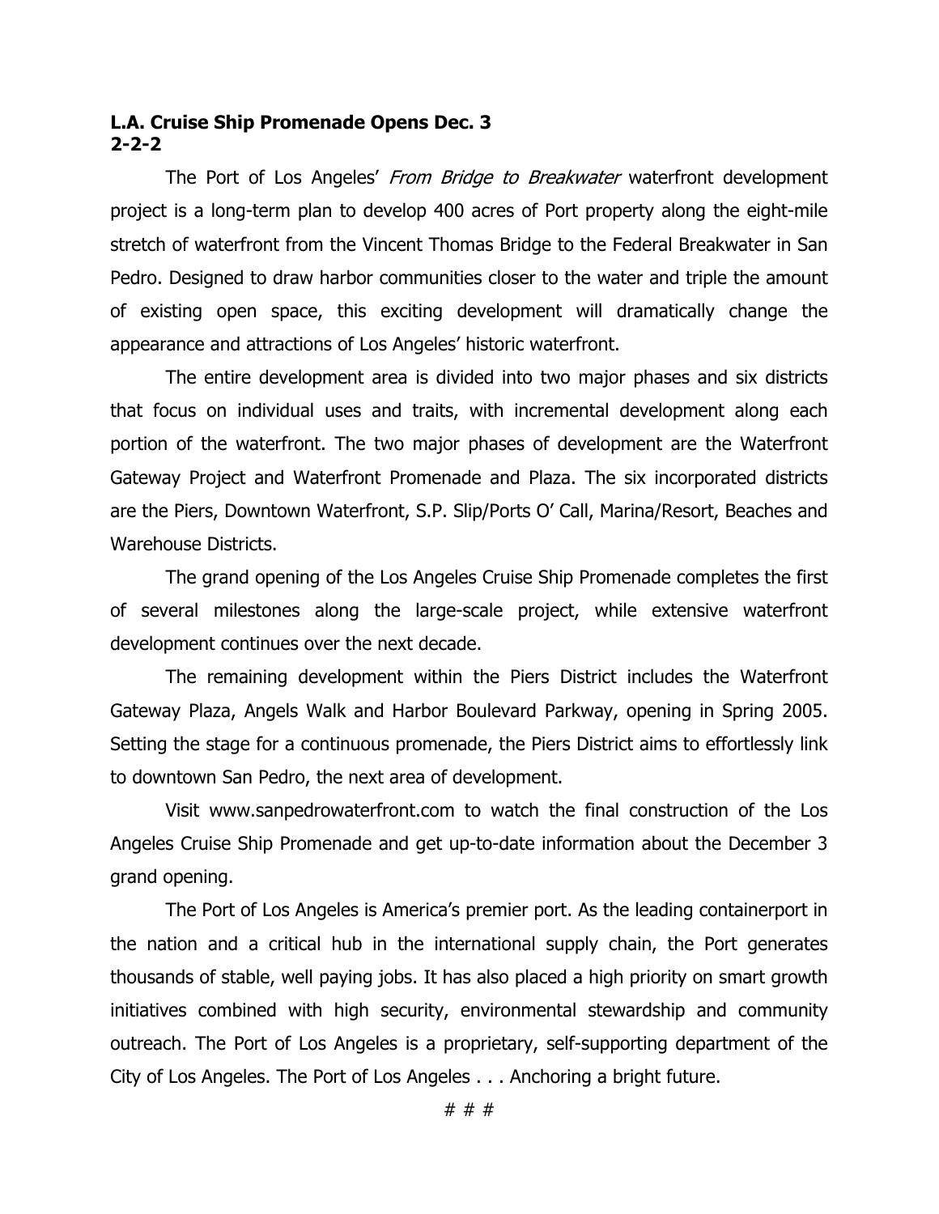**L.A. Cruise Ship Promenade Opens Dec. 3**
**2-2-2**

The Port of Los Angeles' *From Bridge to Breakwater* waterfront development project is a long-term plan to develop 400 acres of Port property along the eight-mile stretch of waterfront from the Vincent Thomas Bridge to the Federal Breakwater in San Pedro. Designed to draw harbor communities closer to the water and triple the amount of existing open space, this exciting development will dramatically change the appearance and attractions of Los Angeles' historic waterfront.

The entire development area is divided into two major phases and six districts that focus on individual uses and traits, with incremental development along each portion of the waterfront. The two major phases of development are the Waterfront Gateway Project and Waterfront Promenade and Plaza. The six incorporated districts are the Piers, Downtown Waterfront, S.P. Slip/Ports O' Call, Marina/Resort, Beaches and Warehouse Districts.

The grand opening of the Los Angeles Cruise Ship Promenade completes the first of several milestones along the large-scale project, while extensive waterfront development continues over the next decade.

The remaining development within the Piers District includes the Waterfront Gateway Plaza, Angels Walk and Harbor Boulevard Parkway, opening in Spring 2005. Setting the stage for a continuous promenade, the Piers District aims to effortlessly link to downtown San Pedro, the next area of development.

Visit www.sanpedrowaterfront.com to watch the final construction of the Los Angeles Cruise Ship Promenade and get up-to-date information about the December 3 grand opening.

The Port of Los Angeles is America's premier port. As the leading containerport in the nation and a critical hub in the international supply chain, the Port generates thousands of stable, well paying jobs. It has also placed a high priority on smart growth initiatives combined with high security, environmental stewardship and community outreach. The Port of Los Angeles is a proprietary, self-supporting department of the City of Los Angeles. The Port of Los Angeles . . . Anchoring a bright future.

# # #